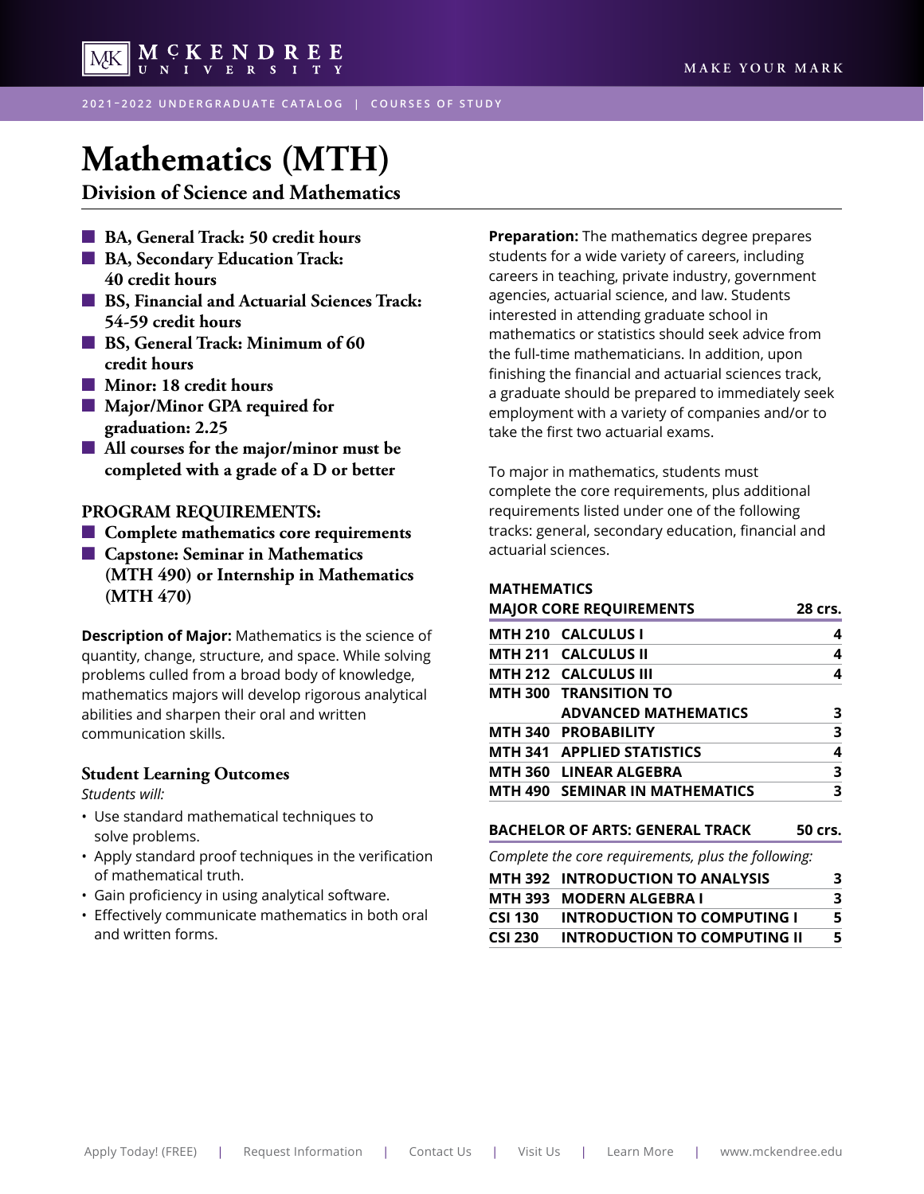# Mathematics (MTH)

## Division of Science and Mathematics

- **BA, General Track: 50 credit hours**
- **BA, Secondary Education Track: 40 credit hours**
- **BS, Financial and Actuarial Sciences Track: 54-59 credit hours**
- **BS, General Track: Minimum of 60 credit hours**
- **Minor: 18 credit hours**
- **Major/Minor GPA required for graduation: 2.25**
- **All courses for the major/minor must be completed with a grade of a D or better**

### PROGRAM REQUIREMENTS:

- **Complete mathematics core requirements**
- **Capstone: Seminar in Mathematics (MTH 490) or Internship in Mathematics (MTH 470)**

**Description of Major:** Mathematics is the science of quantity, change, structure, and space. While solving problems culled from a broad body of knowledge, mathematics majors will develop rigorous analytical abilities and sharpen their oral and written communication skills.

### Student Learning Outcomes

*Students will:*

- Use standard mathematical techniques to solve problems.
- Apply standard proof techniques in the verification of mathematical truth.
- Gain proficiency in using analytical software.
- Effectively communicate mathematics in both oral and written forms.

**Preparation:** The mathematics degree prepares students for a wide variety of careers, including careers in teaching, private industry, government agencies, actuarial science, and law. Students interested in attending graduate school in mathematics or statistics should seek advice from the full-time mathematicians. In addition, upon finishing the financial and actuarial sciences track, a graduate should be prepared to immediately seek employment with a variety of companies and/or to take the first two actuarial exams.

To major in mathematics, students must complete the core requirements, plus additional requirements listed under one of the following tracks: general, secondary education, financial and actuarial sciences.

**MATHEMATICS**

| MAJOR CORE REQUIREMENTS | | 28 crs. |
|---|---|---|
| MTH 210 | CALCULUS I | 4 |
| MTH 211 | CALCULUS II | 4 |
| MTH 212 | CALCULUS III | 4 |
| MTH 300 | TRANSITION TO ADVANCED MATHEMATICS | 3 |
| MTH 340 | PROBABILITY | 3 |
| MTH 341 | APPLIED STATISTICS | 4 |
| MTH 360 | LINEAR ALGEBRA | 3 |
| MTH 490 | SEMINAR IN MATHEMATICS | 3 |

| BACHELOR OF ARTS: GENERAL TRACK | | 50 crs. |
|---|---|---|
| *Complete the core requirements, plus the following:* | | |
| MTH 392 | INTRODUCTION TO ANALYSIS | 3 |
| MTH 393 | MODERN ALGEBRA I | 3 |
| CSI 130 | INTRODUCTION TO COMPUTING I | 5 |
| CSI 230 | INTRODUCTION TO COMPUTING II | 5 |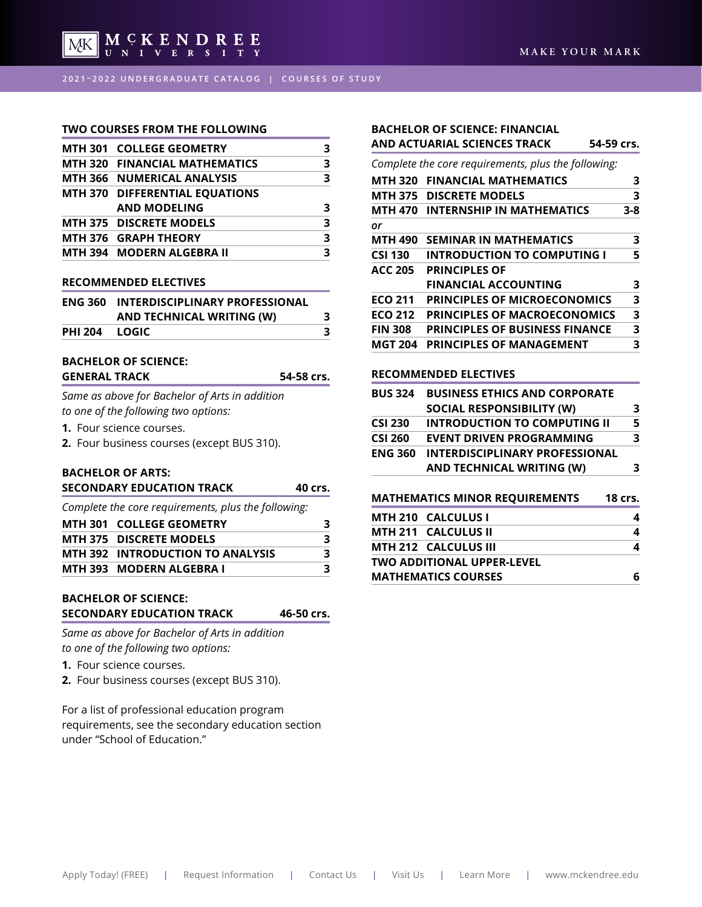### TWO COURSES FROM THE FOLLOWING

| | | |
|---|---|---|
| MTH 301 | COLLEGE GEOMETRY | 3 |
| MTH 320 | FINANCIAL MATHEMATICS | 3 |
| MTH 366 | NUMERICAL ANALYSIS | 3 |
| MTH 370 | DIFFERENTIAL EQUATIONS AND MODELING | 3 |
| MTH 375 | DISCRETE MODELS | 3 |
| MTH 376 | GRAPH THEORY | 3 |
| MTH 394 | MODERN ALGEBRA II | 3 |

### RECOMMENDED ELECTIVES

| | | |
|---|---|---|
| ENG 360 | INTERDISCIPLINARY PROFESSIONAL AND TECHNICAL WRITING (W) | 3 |
| PHI 204 | LOGIC | 3 |

### BACHELOR OF SCIENCE: GENERAL TRACK — 54-58 crs.

*Same as above for Bachelor of Arts in addition to one of the following two options:*

1. Four science courses.
2. Four business courses (except BUS 310).

### BACHELOR OF ARTS: SECONDARY EDUCATION TRACK — 40 crs.

*Complete the core requirements, plus the following:*

| | | |
|---|---|---|
| MTH 301 | COLLEGE GEOMETRY | 3 |
| MTH 375 | DISCRETE MODELS | 3 |
| MTH 392 | INTRODUCTION TO ANALYSIS | 3 |
| MTH 393 | MODERN ALGEBRA I | 3 |

### BACHELOR OF SCIENCE: SECONDARY EDUCATION TRACK — 46-50 crs.

*Same as above for Bachelor of Arts in addition to one of the following two options:*

1. Four science courses.
2. Four business courses (except BUS 310).

For a list of professional education program requirements, see the secondary education section under "School of Education."

### BACHELOR OF SCIENCE: FINANCIAL AND ACTUARIAL SCIENCES TRACK — 54-59 crs.

*Complete the core requirements, plus the following:*

| | | |
|---|---|---|
| MTH 320 | FINANCIAL MATHEMATICS | 3 |
| MTH 375 | DISCRETE MODELS | 3 |
| MTH 470 | INTERNSHIP IN MATHEMATICS | 3-8 |
| *or* | | |
| MTH 490 | SEMINAR IN MATHEMATICS | 3 |
| CSI 130 | INTRODUCTION TO COMPUTING I | 5 |
| ACC 205 | PRINCIPLES OF FINANCIAL ACCOUNTING | 3 |
| ECO 211 | PRINCIPLES OF MICROECONOMICS | 3 |
| ECO 212 | PRINCIPLES OF MACROECONOMICS | 3 |
| FIN 308 | PRINCIPLES OF BUSINESS FINANCE | 3 |
| MGT 204 | PRINCIPLES OF MANAGEMENT | 3 |

### RECOMMENDED ELECTIVES

| | | |
|---|---|---|
| BUS 324 | BUSINESS ETHICS AND CORPORATE SOCIAL RESPONSIBILITY (W) | 3 |
| CSI 230 | INTRODUCTION TO COMPUTING II | 5 |
| CSI 260 | EVENT DRIVEN PROGRAMMING | 3 |
| ENG 360 | INTERDISCIPLINARY PROFESSIONAL AND TECHNICAL WRITING (W) | 3 |

### MATHEMATICS MINOR REQUIREMENTS — 18 crs.

| | | |
|---|---|---|
| MTH 210 | CALCULUS I | 4 |
| MTH 211 | CALCULUS II | 4 |
| MTH 212 | CALCULUS III | 4 |
| TWO ADDITIONAL UPPER-LEVEL MATHEMATICS COURSES | | 6 |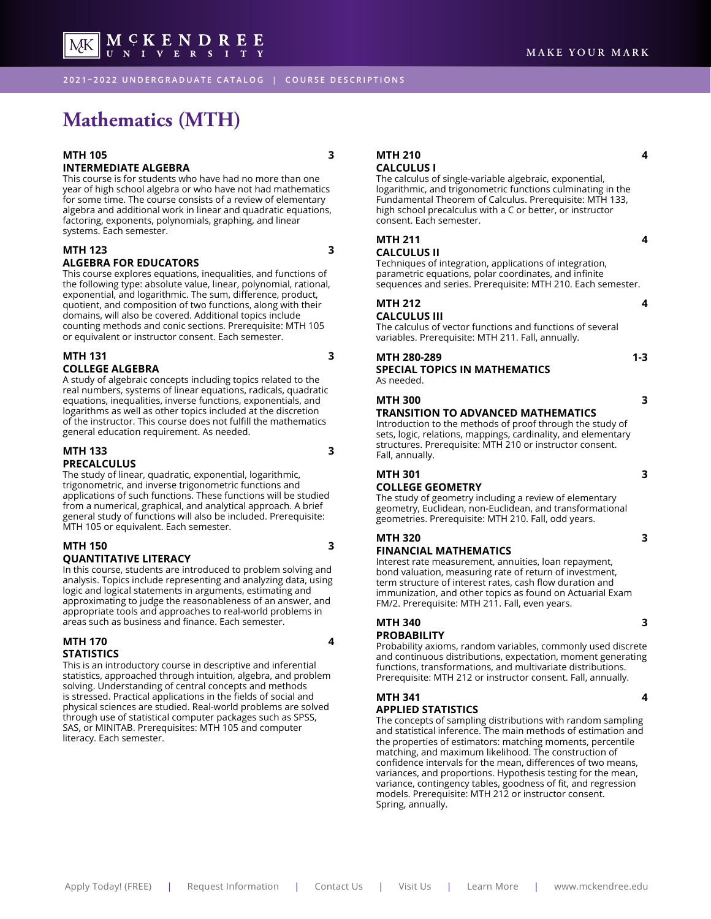# Mathematics (MTH)

**MTH 105** — 3
**INTERMEDIATE ALGEBRA**
This course is for students who have had no more than one year of high school algebra or who have not had mathematics for some time. The course consists of a review of elementary algebra and additional work in linear and quadratic equations, factoring, exponents, polynomials, graphing, and linear systems. Each semester.

**MTH 123** — 3
**ALGEBRA FOR EDUCATORS**
This course explores equations, inequalities, and functions of the following type: absolute value, linear, polynomial, rational, exponential, and logarithmic. The sum, difference, product, quotient, and composition of two functions, along with their domains, will also be covered. Additional topics include counting methods and conic sections. Prerequisite: MTH 105 or equivalent or instructor consent. Each semester.

**MTH 131** — 3
**COLLEGE ALGEBRA**
A study of algebraic concepts including topics related to the real numbers, systems of linear equations, radicals, quadratic equations, inequalities, inverse functions, exponentials, and logarithms as well as other topics included at the discretion of the instructor. This course does not fulfill the mathematics general education requirement. As needed.

**MTH 133** — 3
**PRECALCULUS**
The study of linear, quadratic, exponential, logarithmic, trigonometric, and inverse trigonometric functions and applications of such functions. These functions will be studied from a numerical, graphical, and analytical approach. A brief general study of functions will also be included. Prerequisite: MTH 105 or equivalent. Each semester.

**MTH 150** — 3
**QUANTITATIVE LITERACY**
In this course, students are introduced to problem solving and analysis. Topics include representing and analyzing data, using logic and logical statements in arguments, estimating and approximating to judge the reasonableness of an answer, and appropriate tools and approaches to real-world problems in areas such as business and finance. Each semester.

**MTH 170** — 4
**STATISTICS**
This is an introductory course in descriptive and inferential statistics, approached through intuition, algebra, and problem solving. Understanding of central concepts and methods is stressed. Practical applications in the fields of social and physical sciences are studied. Real-world problems are solved through use of statistical computer packages such as SPSS, SAS, or MINITAB. Prerequisites: MTH 105 and computer literacy. Each semester.

**MTH 210** — 4
**CALCULUS I**
The calculus of single-variable algebraic, exponential, logarithmic, and trigonometric functions culminating in the Fundamental Theorem of Calculus. Prerequisite: MTH 133, high school precalculus with a C or better, or instructor consent. Each semester.

**MTH 211** — 4
**CALCULUS II**
Techniques of integration, applications of integration, parametric equations, polar coordinates, and infinite sequences and series. Prerequisite: MTH 210. Each semester.

**MTH 212** — 4
**CALCULUS III**
The calculus of vector functions and functions of several variables. Prerequisite: MTH 211. Fall, annually.

**MTH 280-289** — 1-3
**SPECIAL TOPICS IN MATHEMATICS**
As needed.

**MTH 300** — 3
**TRANSITION TO ADVANCED MATHEMATICS**
Introduction to the methods of proof through the study of sets, logic, relations, mappings, cardinality, and elementary structures. Prerequisite: MTH 210 or instructor consent. Fall, annually.

**MTH 301** — 3
**COLLEGE GEOMETRY**
The study of geometry including a review of elementary geometry, Euclidean, non-Euclidean, and transformational geometries. Prerequisite: MTH 210. Fall, odd years.

**MTH 320** — 3
**FINANCIAL MATHEMATICS**
Interest rate measurement, annuities, loan repayment, bond valuation, measuring rate of return of investment, term structure of interest rates, cash flow duration and immunization, and other topics as found on Actuarial Exam FM/2. Prerequisite: MTH 211. Fall, even years.

**MTH 340** — 3
**PROBABILITY**
Probability axioms, random variables, commonly used discrete and continuous distributions, expectation, moment generating functions, transformations, and multivariate distributions. Prerequisite: MTH 212 or instructor consent. Fall, annually.

**MTH 341** — 4
**APPLIED STATISTICS**
The concepts of sampling distributions with random sampling and statistical inference. The main methods of estimation and the properties of estimators: matching moments, percentile matching, and maximum likelihood. The construction of confidence intervals for the mean, differences of two means, variances, and proportions. Hypothesis testing for the mean, variance, contingency tables, goodness of fit, and regression models. Prerequisite: MTH 212 or instructor consent. Spring, annually.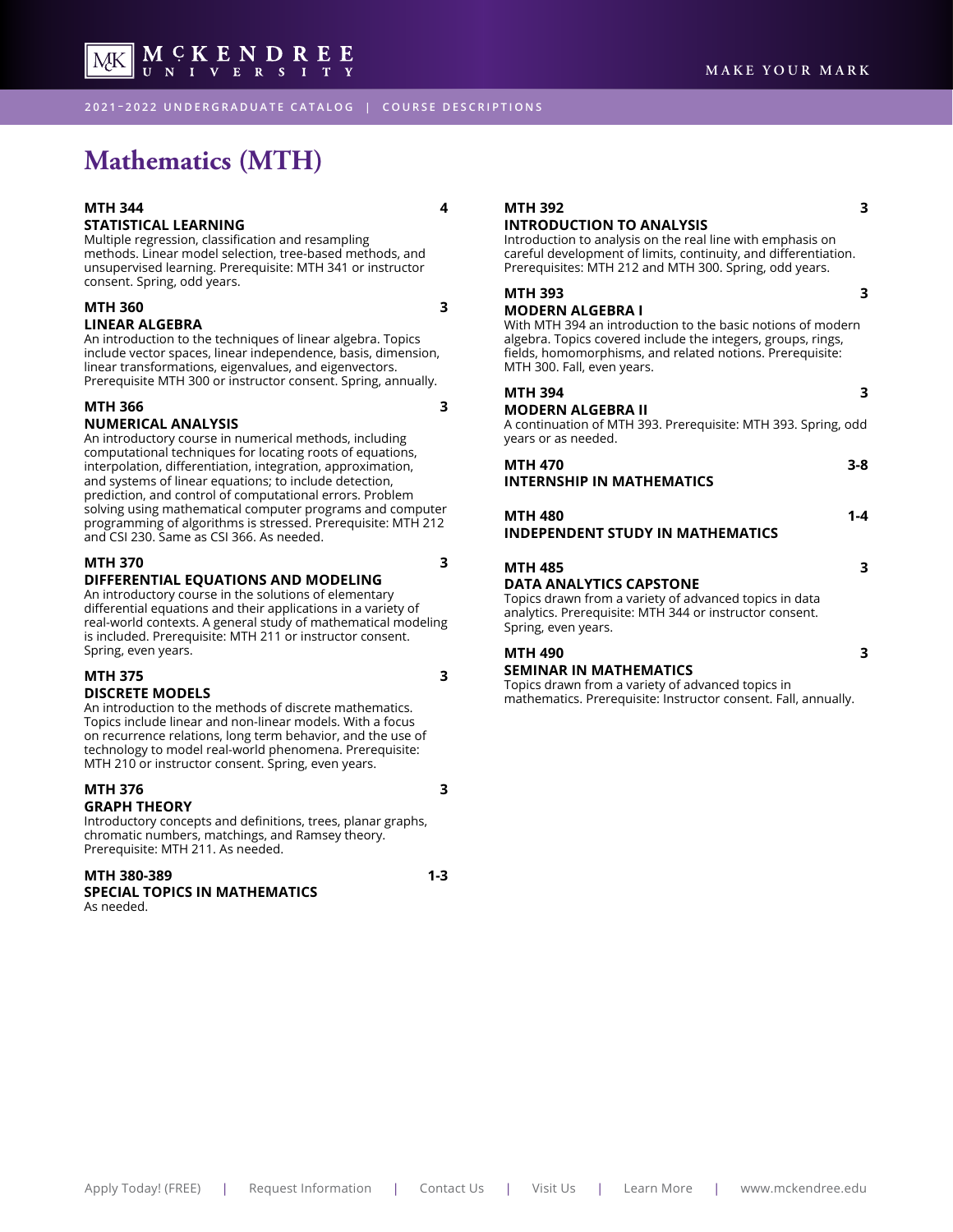# Mathematics (MTH)

**MTH 344** **4**
**STATISTICAL LEARNING**
Multiple regression, classification and resampling methods. Linear model selection, tree-based methods, and unsupervised learning. Prerequisite: MTH 341 or instructor consent. Spring, odd years.

**MTH 360** **3**
**LINEAR ALGEBRA**
An introduction to the techniques of linear algebra. Topics include vector spaces, linear independence, basis, dimension, linear transformations, eigenvalues, and eigenvectors. Prerequisite MTH 300 or instructor consent. Spring, annually.

**MTH 366** **3**
**NUMERICAL ANALYSIS**
An introductory course in numerical methods, including computational techniques for locating roots of equations, interpolation, differentiation, integration, approximation, and systems of linear equations; to include detection, prediction, and control of computational errors. Problem solving using mathematical computer programs and computer programming of algorithms is stressed. Prerequisite: MTH 212 and CSI 230. Same as CSI 366. As needed.

**MTH 370** **3**
**DIFFERENTIAL EQUATIONS AND MODELING**
An introductory course in the solutions of elementary differential equations and their applications in a variety of real-world contexts. A general study of mathematical modeling is included. Prerequisite: MTH 211 or instructor consent. Spring, even years.

**MTH 375** **3**
**DISCRETE MODELS**
An introduction to the methods of discrete mathematics. Topics include linear and non-linear models. With a focus on recurrence relations, long term behavior, and the use of technology to model real-world phenomena. Prerequisite: MTH 210 or instructor consent. Spring, even years.

**MTH 376** **3**
**GRAPH THEORY**
Introductory concepts and definitions, trees, planar graphs, chromatic numbers, matchings, and Ramsey theory. Prerequisite: MTH 211. As needed.

**MTH 380-389** **1-3**
**SPECIAL TOPICS IN MATHEMATICS**
As needed.

**MTH 392** **3**
**INTRODUCTION TO ANALYSIS**
Introduction to analysis on the real line with emphasis on careful development of limits, continuity, and differentiation. Prerequisites: MTH 212 and MTH 300. Spring, odd years.

**MTH 393** **3**
**MODERN ALGEBRA I**
With MTH 394 an introduction to the basic notions of modern algebra. Topics covered include the integers, groups, rings, fields, homomorphisms, and related notions. Prerequisite: MTH 300. Fall, even years.

**MTH 394** **3**
**MODERN ALGEBRA II**
A continuation of MTH 393. Prerequisite: MTH 393. Spring, odd years or as needed.

**MTH 470** **3-8**
**INTERNSHIP IN MATHEMATICS**

**MTH 480** **1-4**
**INDEPENDENT STUDY IN MATHEMATICS**

**MTH 485** **3**
**DATA ANALYTICS CAPSTONE**
Topics drawn from a variety of advanced topics in data analytics. Prerequisite: MTH 344 or instructor consent. Spring, even years.

**MTH 490** **3**
**SEMINAR IN MATHEMATICS**
Topics drawn from a variety of advanced topics in mathematics. Prerequisite: Instructor consent. Fall, annually.